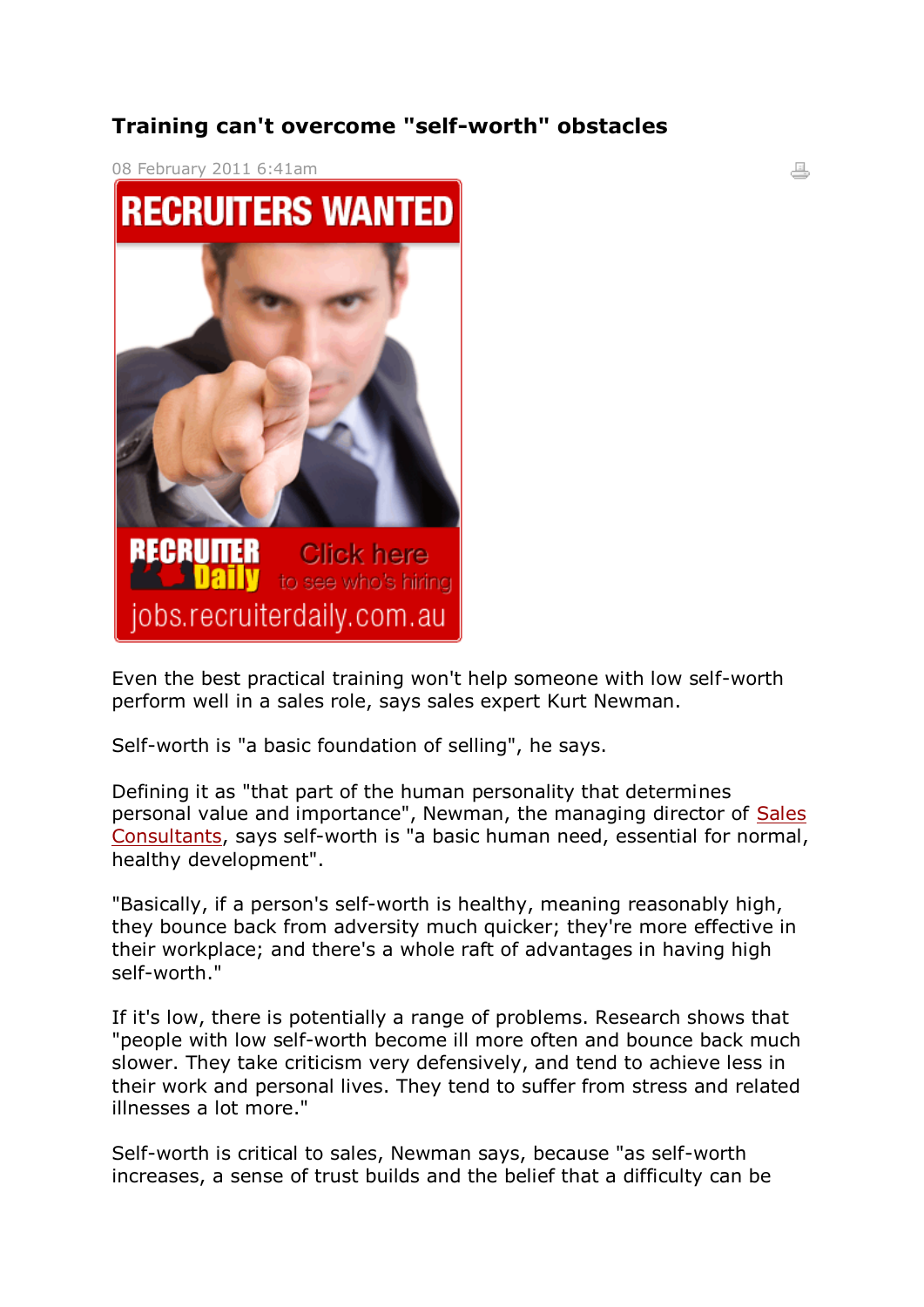# Training can't overcome "self-worth" obstacles

08 February 2011 6:41am

Even the best practical training won't help someone with low self-worth perform well in a sales role, says sales expert Kurt Newman.

Self-worth is "a basic foundation of selling", he says.

Defining it as "that part of the human personality that determines personal value and importance", Newman, the managing director of Sales Consultants, says self-worth is "a basic human need, essential for normal, healthy development".

"Basically, if a person's self-worth is healthy, meaning reasonably high, they bounce back from adversity much quicker; they're more effective in their workplace; and there's a whole raft of advantages in having high self-worth."

If it's low, there is potentially a range of problems. Research shows that "people with low self-worth become ill more often and bounce back much slower. They take criticism very defensively, and tend to achieve less in their work and personal lives. They tend to suffer from stress and related illnesses a lot more."

Self-worth is critical to sales, Newman says, because "as self-worth increases, a sense of trust builds and the belief that a difficulty can be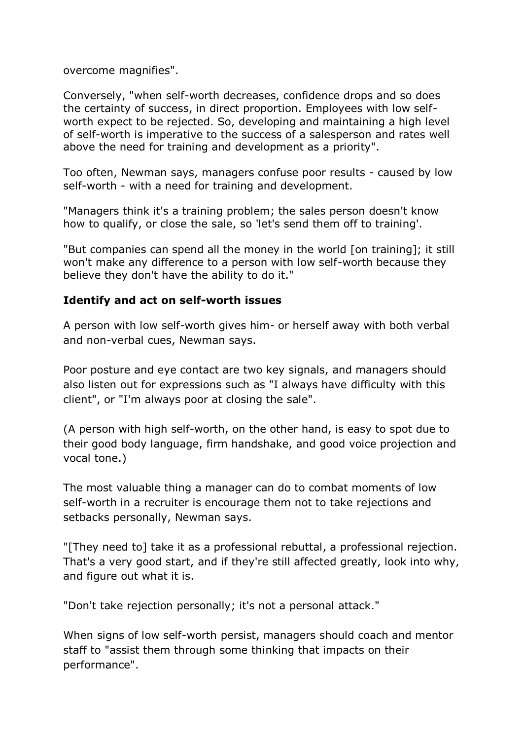overcome magnifies".

Conversely, "when self-worth decreases, confidence drops and so does the certainty of success, in direct proportion. Employees with low self-worth expect to be rejected. So, developing and maintaining a high level of self-worth is imperative to the success of a salesperson and rates well above the need for training and development as a priority".

Too often, Newman says, managers confuse poor results - caused by low self-worth - with a need for training and development.

"Managers think it's a training problem; the sales person doesn't know how to qualify, or close the sale, so 'let's send them off to training'.

"But companies can spend all the money in the world [on training]; it still won't make any difference to a person with low self-worth because they believe they don't have the ability to do it."

**Identify and act on self-worth issues**

A person with low self-worth gives him- or herself away with both verbal and non-verbal cues, Newman says.

Poor posture and eye contact are two key signals, and managers should also listen out for expressions such as "I always have difficulty with this client", or "I'm always poor at closing the sale".

(A person with high self-worth, on the other hand, is easy to spot due to their good body language, firm handshake, and good voice projection and vocal tone.)

The most valuable thing a manager can do to combat moments of low self-worth in a recruiter is encourage them not to take rejections and setbacks personally, Newman says.

"[They need to] take it as a professional rebuttal, a professional rejection. That's a very good start, and if they're still affected greatly, look into why, and figure out what it is.

"Don't take rejection personally; it's not a personal attack."

When signs of low self-worth persist, managers should coach and mentor staff to "assist them through some thinking that impacts on their performance".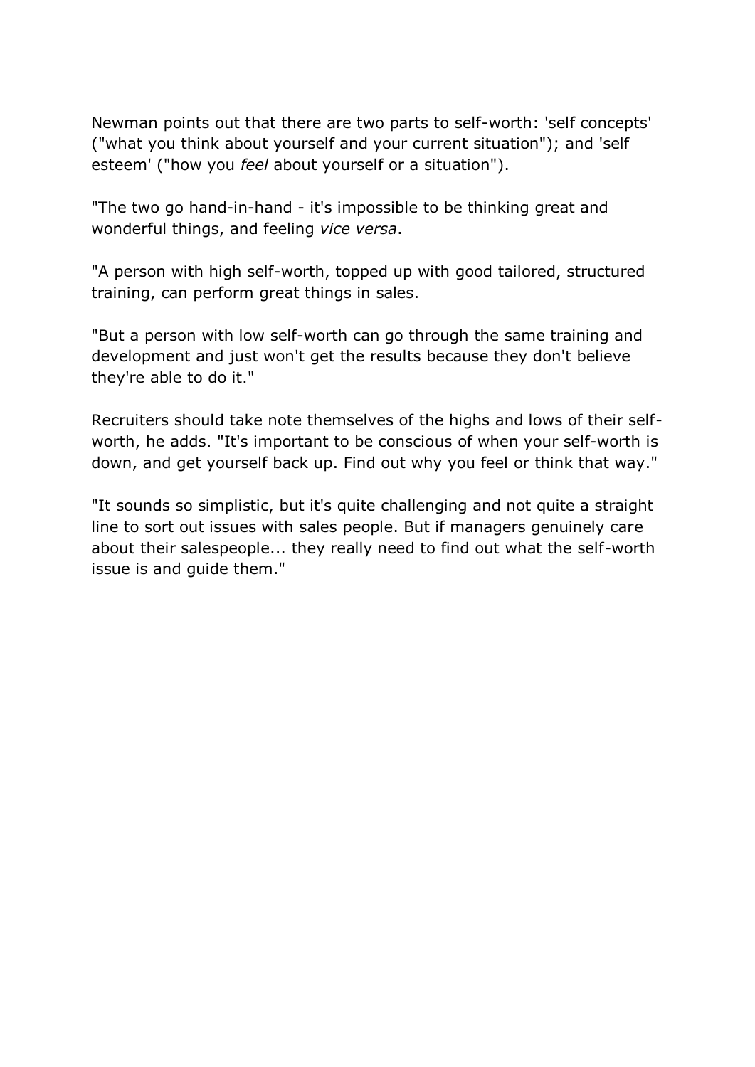Newman points out that there are two parts to self-worth: 'self concepts' ("what you think about yourself and your current situation"); and 'self esteem' ("how you *feel* about yourself or a situation").

"The two go hand-in-hand - it's impossible to be thinking great and wonderful things, and feeling *vice versa*.

"A person with high self-worth, topped up with good tailored, structured training, can perform great things in sales.

"But a person with low self-worth can go through the same training and development and just won't get the results because they don't believe they're able to do it."

Recruiters should take note themselves of the highs and lows of their self-worth, he adds. "It's important to be conscious of when your self-worth is down, and get yourself back up. Find out why you feel or think that way."

"It sounds so simplistic, but it's quite challenging and not quite a straight line to sort out issues with sales people. But if managers genuinely care about their salespeople... they really need to find out what the self-worth issue is and guide them."